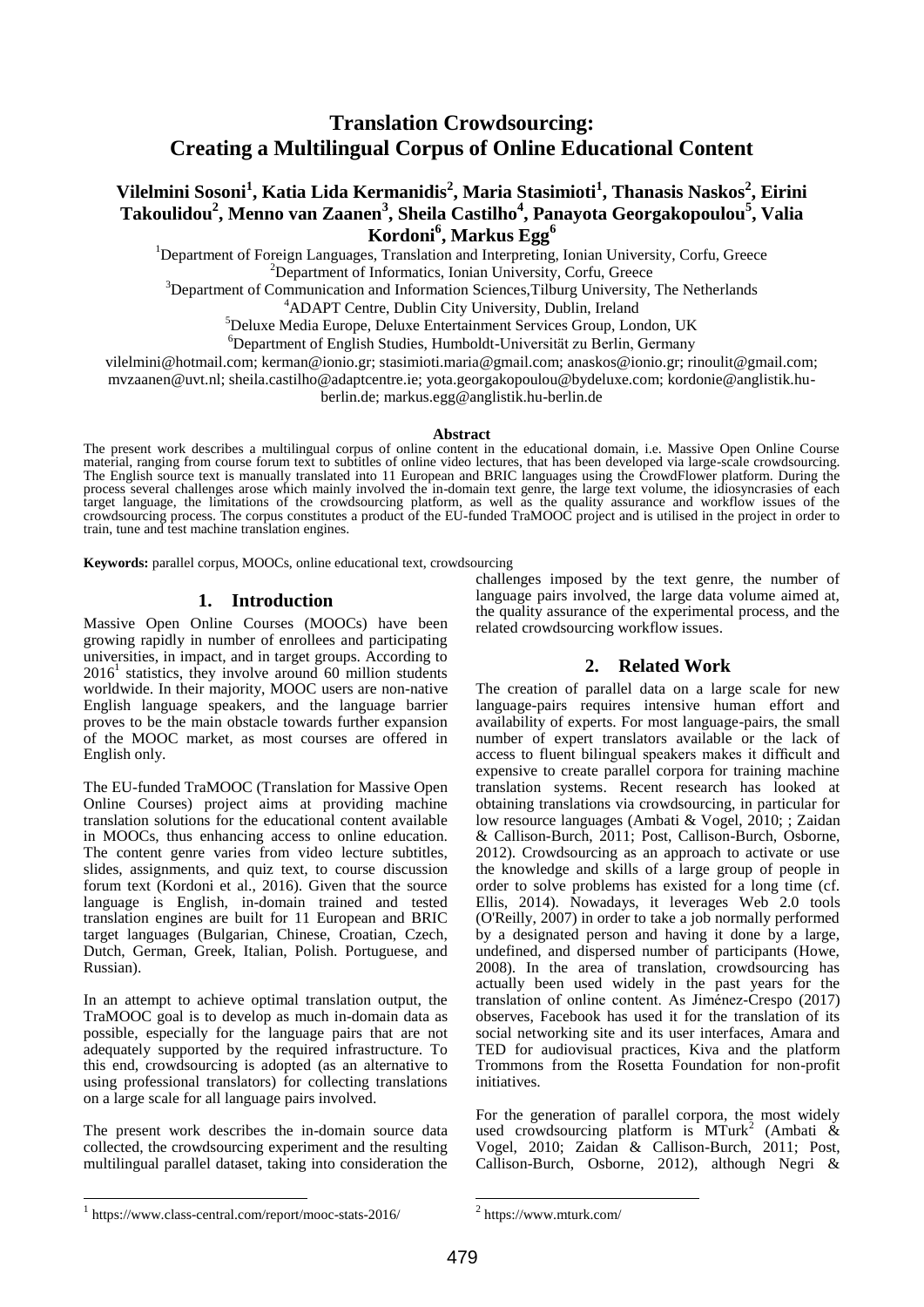# Translation Crowdsourcing: Creating a Multilingual Corpus of Online Educational Content

**Vilelmini Sosoni[1], Katia Lida Kermanidis[2], Maria Stasimioti[1], Thanasis Naskos[2], Eirini Takoulidou[2], Menno van Zaanen[3], Sheila Castilho[4], Panayota Georgakopoulou[5], Valia Kordoni[6], Markus Egg[6]**

[1]Department of Foreign Languages, Translation and Interpreting, Ionian University, Corfu, Greece
[2]Department of Informatics, Ionian University, Corfu, Greece
[3]Department of Communication and Information Sciences,Tilburg University, The Netherlands
[4]ADAPT Centre, Dublin City University, Dublin, Ireland
[5]Deluxe Media Europe, Deluxe Entertainment Services Group, London, UK
[6]Department of English Studies, Humboldt-Universität zu Berlin, Germany

vilelmini@hotmail.com; kerman@ionio.gr; stasimioti.maria@gmail.com; anaskos@ionio.gr; rinoulit@gmail.com; mvzaanen@uvt.nl; sheila.castilho@adaptcentre.ie; yota.georgakopoulou@bydeluxe.com; kordonie@anglistik.hu-berlin.de; markus.egg@anglistik.hu-berlin.de

### Abstract

The present work describes a multilingual corpus of online content in the educational domain, i.e. Massive Open Online Course material, ranging from course forum text to subtitles of online video lectures, that has been developed via large-scale crowdsourcing. The English source text is manually translated into 11 European and BRIC languages using the CrowdFlower platform. During the process several challenges arose which mainly involved the in-domain text genre, the large text volume, the idiosyncrasies of each target language, the limitations of the crowdsourcing platform, as well as the quality assurance and workflow issues of the crowdsourcing process. The corpus constitutes a product of the EU-funded TraMOOC project and is utilised in the project in order to train, tune and test machine translation engines.

**Keywords:** parallel corpus, MOOCs, online educational text, crowdsourcing

## 1. Introduction

Massive Open Online Courses (MOOCs) have been growing rapidly in number of enrollees and participating universities, in impact, and in target groups. According to 2016[1] statistics, they involve around 60 million students worldwide. In their majority, MOOC users are non-native English language speakers, and the language barrier proves to be the main obstacle towards further expansion of the MOOC market, as most courses are offered in English only.

The EU-funded TraMOOC (Translation for Massive Open Online Courses) project aims at providing machine translation solutions for the educational content available in MOOCs, thus enhancing access to online education. The content genre varies from video lecture subtitles, slides, assignments, and quiz text, to course discussion forum text (Kordoni et al., 2016). Given that the source language is English, in-domain trained and tested translation engines are built for 11 European and BRIC target languages (Bulgarian, Chinese, Croatian, Czech, Dutch, German, Greek, Italian, Polish. Portuguese, and Russian).

In an attempt to achieve optimal translation output, the TraMOOC goal is to develop as much in-domain data as possible, especially for the language pairs that are not adequately supported by the required infrastructure. To this end, crowdsourcing is adopted (as an alternative to using professional translators) for collecting translations on a large scale for all language pairs involved.

The present work describes the in-domain source data collected, the crowdsourcing experiment and the resulting multilingual parallel dataset, taking into consideration the challenges imposed by the text genre, the number of language pairs involved, the large data volume aimed at, the quality assurance of the experimental process, and the related crowdsourcing workflow issues.

## 2. Related Work

The creation of parallel data on a large scale for new language-pairs requires intensive human effort and availability of experts. For most language-pairs, the small number of expert translators available or the lack of access to fluent bilingual speakers makes it difficult and expensive to create parallel corpora for training machine translation systems. Recent research has looked at obtaining translations via crowdsourcing, in particular for low resource languages (Ambati & Vogel, 2010; ; Zaidan & Callison-Burch, 2011; Post, Callison-Burch, Osborne, 2012). Crowdsourcing as an approach to activate or use the knowledge and skills of a large group of people in order to solve problems has existed for a long time (cf. Ellis, 2014). Nowadays, it leverages Web 2.0 tools (O'Reilly, 2007) in order to take a job normally performed by a designated person and having it done by a large, undefined, and dispersed number of participants (Howe, 2008). In the area of translation, crowdsourcing has actually been used widely in the past years for the translation of online content. As Jiménez-Crespo (2017) observes, Facebook has used it for the translation of its social networking site and its user interfaces, Amara and TED for audiovisual practices, Kiva and the platform Trommons from the Rosetta Foundation for non-profit initiatives.

For the generation of parallel corpora, the most widely used crowdsourcing platform is MTurk[2] (Ambati & Vogel, 2010; Zaidan & Callison-Burch, 2011; Post, Callison-Burch, Osborne, 2012), although Negri &

[1] https://www.class-central.com/report/mooc-stats-2016/

[2] https://www.mturk.com/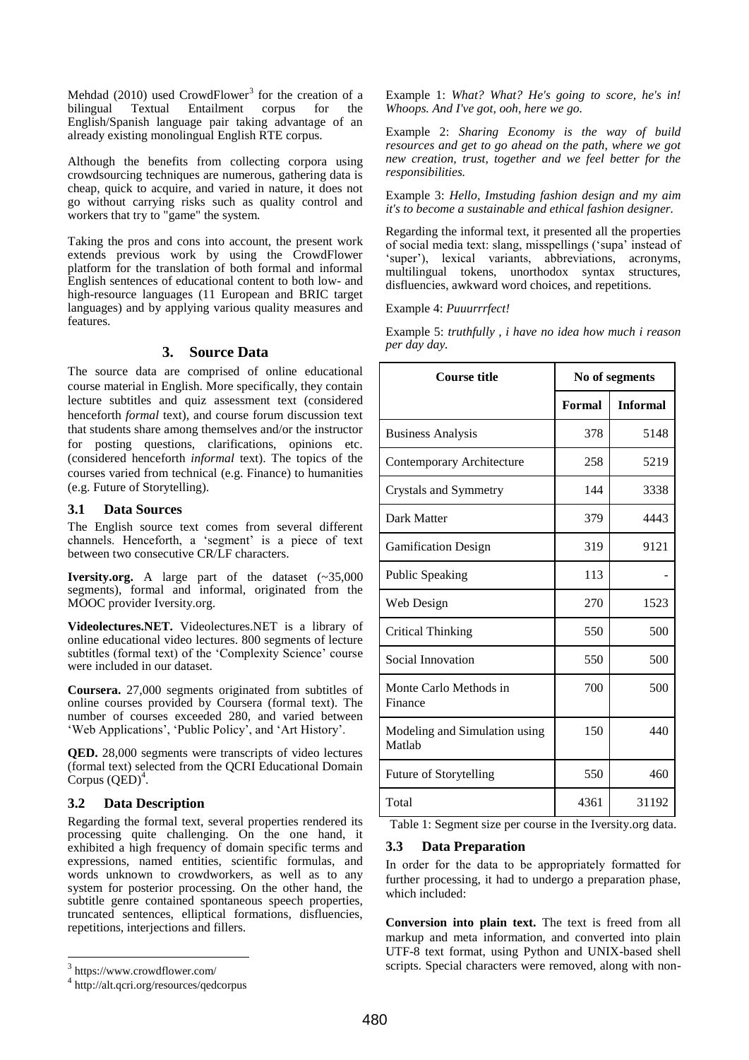Mehdad (2010) used CrowdFlower[3] for the creation of a bilingual Textual Entailment corpus for the English/Spanish language pair taking advantage of an already existing monolingual English RTE corpus.

Although the benefits from collecting corpora using crowdsourcing techniques are numerous, gathering data is cheap, quick to acquire, and varied in nature, it does not go without carrying risks such as quality control and workers that try to "game" the system.

Taking the pros and cons into account, the present work extends previous work by using the CrowdFlower platform for the translation of both formal and informal English sentences of educational content to both low- and high-resource languages (11 European and BRIC target languages) and by applying various quality measures and features.

## 3. Source Data

The source data are comprised of online educational course material in English. More specifically, they contain lecture subtitles and quiz assessment text (considered henceforth *formal* text), and course forum discussion text that students share among themselves and/or the instructor for posting questions, clarifications, opinions etc. (considered henceforth *informal* text). The topics of the courses varied from technical (e.g. Finance) to humanities (e.g. Future of Storytelling).

### 3.1 Data Sources

The English source text comes from several different channels. Henceforth, a 'segment' is a piece of text between two consecutive CR/LF characters.

**Iversity.org.** A large part of the dataset (~35,000 segments), formal and informal, originated from the MOOC provider Iversity.org.

**Videolectures.NET.** Videolectures.NET is a library of online educational video lectures. 800 segments of lecture subtitles (formal text) of the 'Complexity Science' course were included in our dataset.

**Coursera.** 27,000 segments originated from subtitles of online courses provided by Coursera (formal text). The number of courses exceeded 280, and varied between 'Web Applications', 'Public Policy', and 'Art History'.

**QED.** 28,000 segments were transcripts of video lectures (formal text) selected from the QCRI Educational Domain Corpus (QED)[4].

### 3.2 Data Description

Regarding the formal text, several properties rendered its processing quite challenging. On the one hand, it exhibited a high frequency of domain specific terms and expressions, named entities, scientific formulas, and words unknown to crowdworkers, as well as to any system for posterior processing. On the other hand, the subtitle genre contained spontaneous speech properties, truncated sentences, elliptical formations, disfluencies, repetitions, interjections and fillers.

Example 1: *What? What? He's going to score, he's in! Whoops. And I've got, ooh, here we go.*

Example 2: *Sharing Economy is the way of build resources and get to go ahead on the path, where we got new creation, trust, together and we feel better for the responsibilities.*

Example 3: *Hello, Imstuding fashion design and my aim it's to become a sustainable and ethical fashion designer.*

Regarding the informal text, it presented all the properties of social media text: slang, misspellings ('supa' instead of 'super'), lexical variants, abbreviations, acronyms, multilingual tokens, unorthodox syntax structures, disfluencies, awkward word choices, and repetitions.

Example 4: *Puuurrrfect!*

Example 5: *truthfully , i have no idea how much i reason per day day.*

| Course title | No of segments | |
|---|---|---|
| | **Formal** | **Informal** |
| Business Analysis | 378 | 5148 |
| Contemporary Architecture | 258 | 5219 |
| Crystals and Symmetry | 144 | 3338 |
| Dark Matter | 379 | 4443 |
| Gamification Design | 319 | 9121 |
| Public Speaking | 113 | - |
| Web Design | 270 | 1523 |
| Critical Thinking | 550 | 500 |
| Social Innovation | 550 | 500 |
| Monte Carlo Methods in Finance | 700 | 500 |
| Modeling and Simulation using Matlab | 150 | 440 |
| Future of Storytelling | 550 | 460 |
| Total | 4361 | 31192 |

Table 1: Segment size per course in the Iversity.org data.

### 3.3 Data Preparation

In order for the data to be appropriately formatted for further processing, it had to undergo a preparation phase, which included:

**Conversion into plain text.** The text is freed from all markup and meta information, and converted into plain UTF-8 text format, using Python and UNIX-based shell scripts. Special characters were removed, along with non-

[3] https://www.crowdflower.com/

[4] http://alt.qcri.org/resources/qedcorpus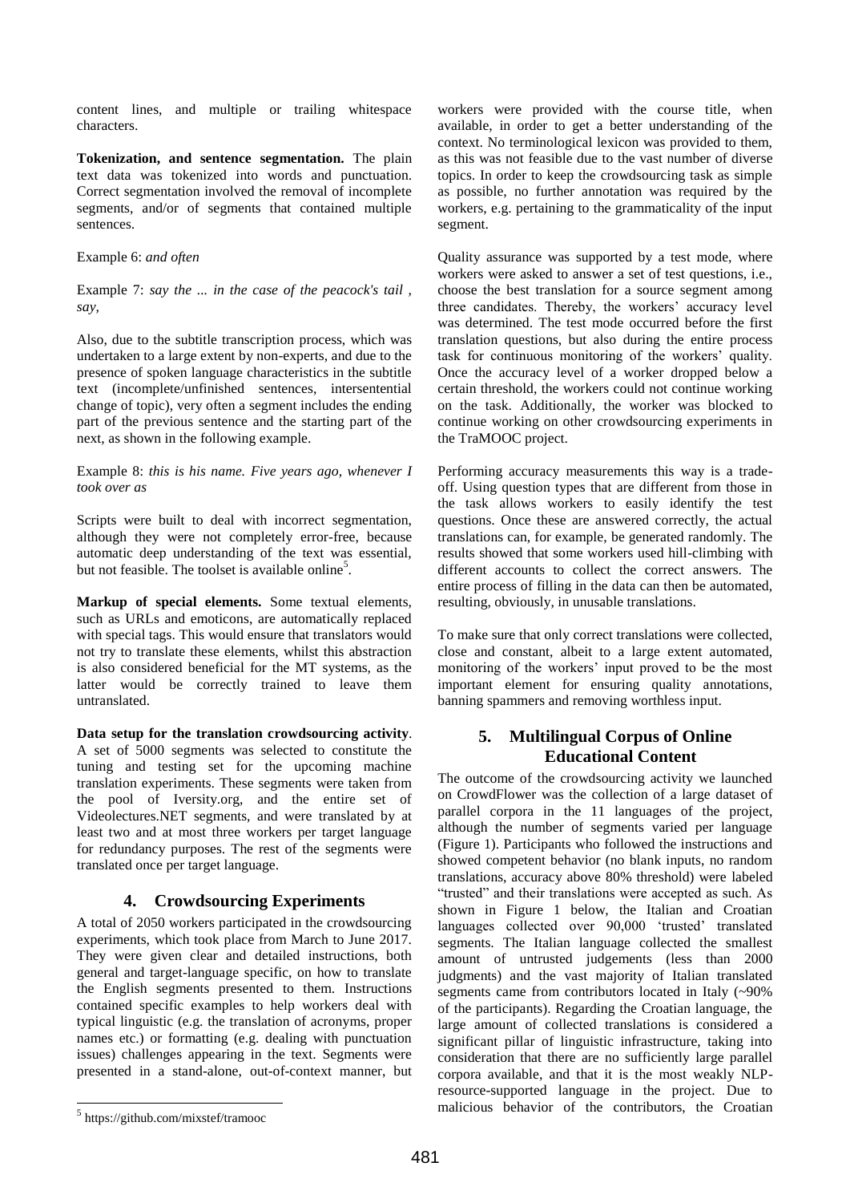content lines, and multiple or trailing whitespace characters.

**Tokenization, and sentence segmentation.** The plain text data was tokenized into words and punctuation. Correct segmentation involved the removal of incomplete segments, and/or of segments that contained multiple sentences.

Example 6: *and often*

Example 7: *say the ... in the case of the peacock's tail , say,*

Also, due to the subtitle transcription process, which was undertaken to a large extent by non-experts, and due to the presence of spoken language characteristics in the subtitle text (incomplete/unfinished sentences, intersentential change of topic), very often a segment includes the ending part of the previous sentence and the starting part of the next, as shown in the following example.

Example 8: *this is his name. Five years ago, whenever I took over as*

Scripts were built to deal with incorrect segmentation, although they were not completely error-free, because automatic deep understanding of the text was essential, but not feasible. The toolset is available online[5].

**Markup of special elements.** Some textual elements, such as URLs and emoticons, are automatically replaced with special tags. This would ensure that translators would not try to translate these elements, whilst this abstraction is also considered beneficial for the MT systems, as the latter would be correctly trained to leave them untranslated.

**Data setup for the translation crowdsourcing activity**. A set of 5000 segments was selected to constitute the tuning and testing set for the upcoming machine translation experiments. These segments were taken from the pool of Iversity.org, and the entire set of Videolectures.NET segments, and were translated by at least two and at most three workers per target language for redundancy purposes. The rest of the segments were translated once per target language.

## 4. Crowdsourcing Experiments

A total of 2050 workers participated in the crowdsourcing experiments, which took place from March to June 2017. They were given clear and detailed instructions, both general and target-language specific, on how to translate the English segments presented to them. Instructions contained specific examples to help workers deal with typical linguistic (e.g. the translation of acronyms, proper names etc.) or formatting (e.g. dealing with punctuation issues) challenges appearing in the text. Segments were presented in a stand-alone, out-of-context manner, but workers were provided with the course title, when available, in order to get a better understanding of the context. No terminological lexicon was provided to them, as this was not feasible due to the vast number of diverse topics. In order to keep the crowdsourcing task as simple as possible, no further annotation was required by the workers, e.g. pertaining to the grammaticality of the input segment.

Quality assurance was supported by a test mode, where workers were asked to answer a set of test questions, i.e., choose the best translation for a source segment among three candidates. Thereby, the workers' accuracy level was determined. The test mode occurred before the first translation questions, but also during the entire process task for continuous monitoring of the workers' quality. Once the accuracy level of a worker dropped below a certain threshold, the workers could not continue working on the task. Additionally, the worker was blocked to continue working on other crowdsourcing experiments in the TraMOOC project.

Performing accuracy measurements this way is a trade-off. Using question types that are different from those in the task allows workers to easily identify the test questions. Once these are answered correctly, the actual translations can, for example, be generated randomly. The results showed that some workers used hill-climbing with different accounts to collect the correct answers. The entire process of filling in the data can then be automated, resulting, obviously, in unusable translations.

To make sure that only correct translations were collected, close and constant, albeit to a large extent automated, monitoring of the workers' input proved to be the most important element for ensuring quality annotations, banning spammers and removing worthless input.

## 5. Multilingual Corpus of Online Educational Content

The outcome of the crowdsourcing activity we launched on CrowdFlower was the collection of a large dataset of parallel corpora in the 11 languages of the project, although the number of segments varied per language (Figure 1). Participants who followed the instructions and showed competent behavior (no blank inputs, no random translations, accuracy above 80% threshold) were labeled "trusted" and their translations were accepted as such. As shown in Figure 1 below, the Italian and Croatian languages collected over 90,000 'trusted' translated segments. The Italian language collected the smallest amount of untrusted judgements (less than 2000 judgments) and the vast majority of Italian translated segments came from contributors located in Italy (~90% of the participants). Regarding the Croatian language, the large amount of collected translations is considered a significant pillar of linguistic infrastructure, taking into consideration that there are no sufficiently large parallel corpora available, and that it is the most weakly NLP-resource-supported language in the project. Due to malicious behavior of the contributors, the Croatian

[5] https://github.com/mixstef/tramooc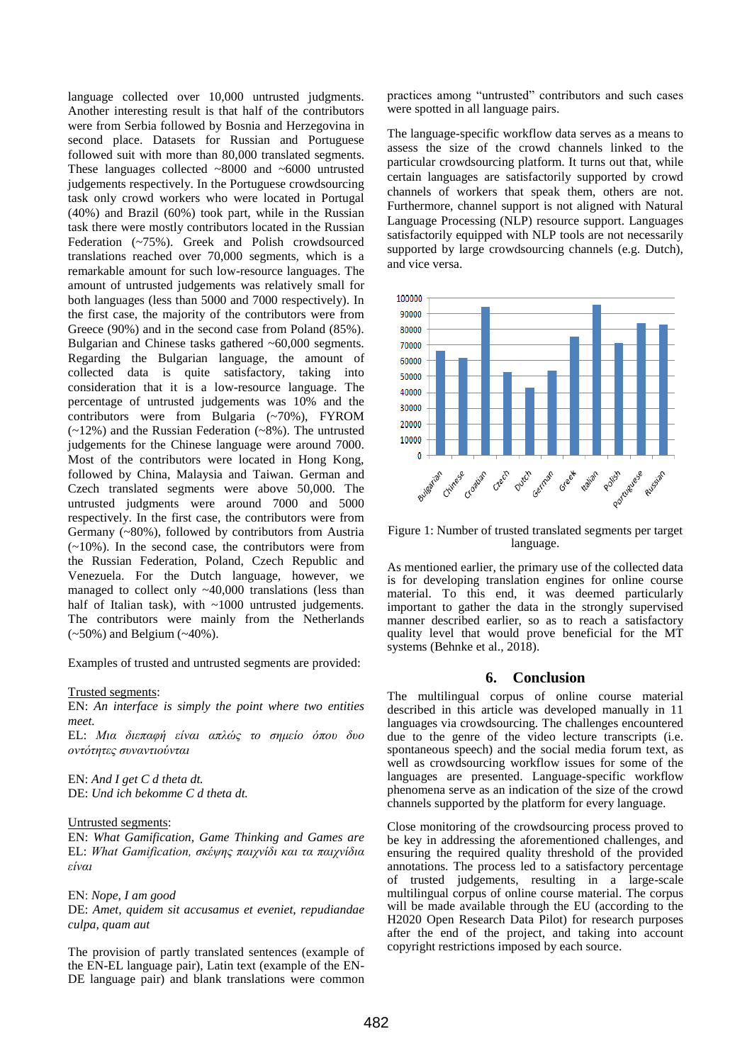language collected over 10,000 untrusted judgments. Another interesting result is that half of the contributors were from Serbia followed by Bosnia and Herzegovina in second place. Datasets for Russian and Portuguese followed suit with more than 80,000 translated segments. These languages collected ~8000 and ~6000 untrusted judgements respectively. In the Portuguese crowdsourcing task only crowd workers who were located in Portugal (40%) and Brazil (60%) took part, while in the Russian task there were mostly contributors located in the Russian Federation (~75%). Greek and Polish crowdsourced translations reached over 70,000 segments, which is a remarkable amount for such low-resource languages. The amount of untrusted judgements was relatively small for both languages (less than 5000 and 7000 respectively). In the first case, the majority of the contributors were from Greece (90%) and in the second case from Poland (85%). Bulgarian and Chinese tasks gathered ~60,000 segments. Regarding the Bulgarian language, the amount of collected data is quite satisfactory, taking into consideration that it is a low-resource language. The percentage of untrusted judgements was 10% and the contributors were from Bulgaria (~70%), FYROM (~12%) and the Russian Federation (~8%). The untrusted judgements for the Chinese language were around 7000. Most of the contributors were located in Hong Kong, followed by China, Malaysia and Taiwan. German and Czech translated segments were above 50,000. The untrusted judgments were around 7000 and 5000 respectively. In the first case, the contributors were from Germany (~80%), followed by contributors from Austria (~10%). In the second case, the contributors were from the Russian Federation, Poland, Czech Republic and Venezuela. For the Dutch language, however, we managed to collect only ~40,000 translations (less than half of Italian task), with ~1000 untrusted judgements. The contributors were mainly from the Netherlands (~50%) and Belgium (~40%).

Examples of trusted and untrusted segments are provided:

Trusted segments:

EN: *An interface is simply the point where two entities meet.*
EL: *Μια διεπαφή είναι απλώς το σημείο όπου δυο οντότητες συναντιούνται*

EN: *And I get C d theta dt.*
DE: *Und ich bekomme C d theta dt.*

Untrusted segments:

EN: *What Gamification, Game Thinking and Games are*
EL: *What Gamification, σκέψης παιχνίδι και τα παιχνίδια είναι*

EN: *Nope, I am good*
DE: *Amet, quidem sit accusamus et eveniet, repudiandae culpa, quam aut*

The provision of partly translated sentences (example of the EN-EL language pair), Latin text (example of the EN-DE language pair) and blank translations were common practices among "untrusted" contributors and such cases were spotted in all language pairs.

The language-specific workflow data serves as a means to assess the size of the crowd channels linked to the particular crowdsourcing platform. It turns out that, while certain languages are satisfactorily supported by crowd channels of workers that speak them, others are not. Furthermore, channel support is not aligned with Natural Language Processing (NLP) resource support. Languages satisfactorily equipped with NLP tools are not necessarily supported by large crowdsourcing channels (e.g. Dutch), and vice versa.

Figure 1: Number of trusted translated segments per target language.

As mentioned earlier, the primary use of the collected data is for developing translation engines for online course material. To this end, it was deemed particularly important to gather the data in the strongly supervised manner described earlier, so as to reach a satisfactory quality level that would prove beneficial for the MT systems (Behnke et al., 2018).

## 6. Conclusion

The multilingual corpus of online course material described in this article was developed manually in 11 languages via crowdsourcing. The challenges encountered due to the genre of the video lecture transcripts (i.e. spontaneous speech) and the social media forum text, as well as crowdsourcing workflow issues for some of the languages are presented. Language-specific workflow phenomena serve as an indication of the size of the crowd channels supported by the platform for every language.

Close monitoring of the crowdsourcing process proved to be key in addressing the aforementioned challenges, and ensuring the required quality threshold of the provided annotations. The process led to a satisfactory percentage of trusted judgements, resulting in a large-scale multilingual corpus of online course material. The corpus will be made available through the EU (according to the H2020 Open Research Data Pilot) for research purposes after the end of the project, and taking into account copyright restrictions imposed by each source.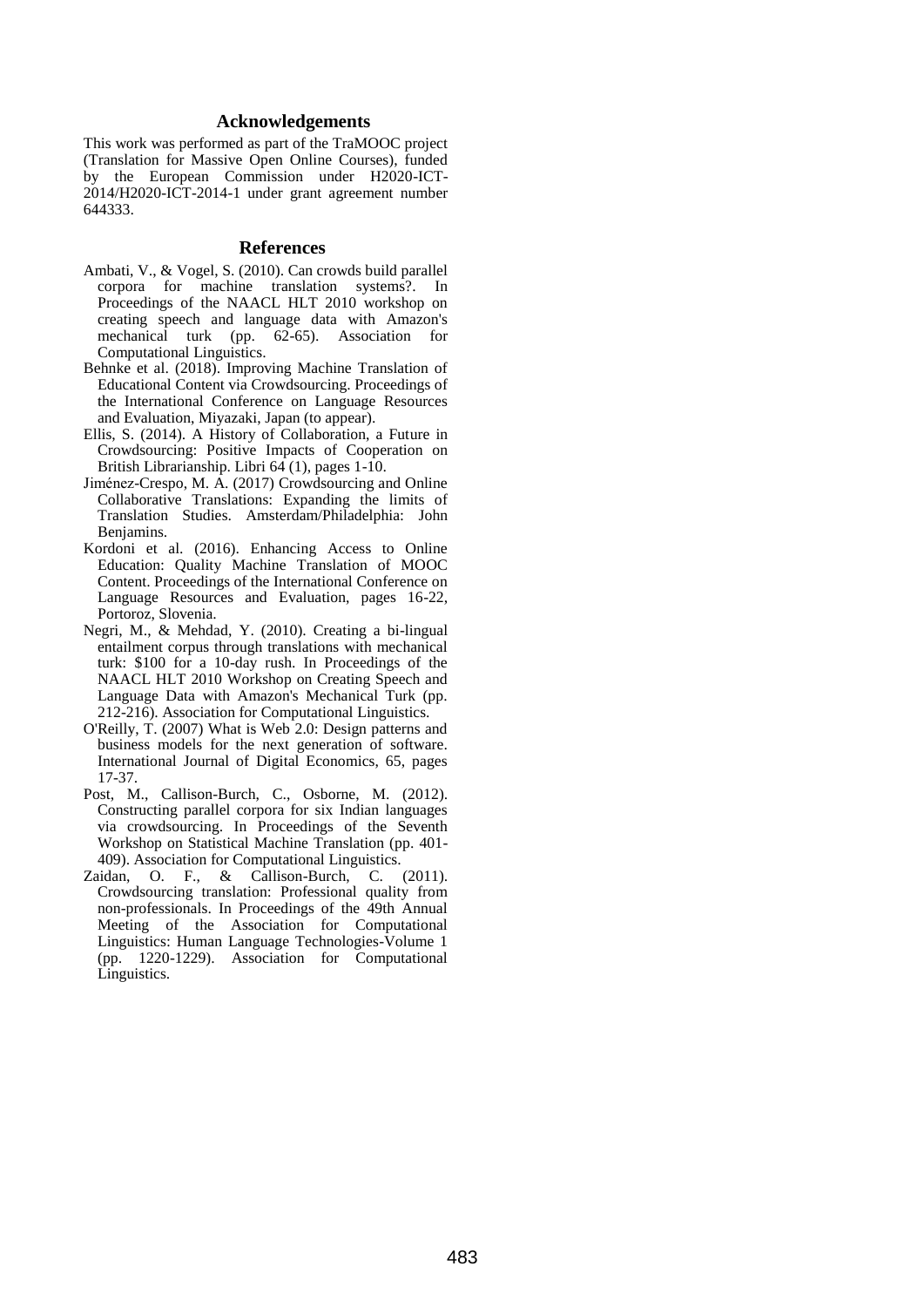## Acknowledgements

This work was performed as part of the TraMOOC project (Translation for Massive Open Online Courses), funded by the European Commission under H2020-ICT-2014/H2020-ICT-2014-1 under grant agreement number 644333.

## References

Ambati, V., & Vogel, S. (2010). Can crowds build parallel corpora for machine translation systems?. In Proceedings of the NAACL HLT 2010 workshop on creating speech and language data with Amazon's mechanical turk (pp. 62-65). Association for Computational Linguistics.

Behnke et al. (2018). Improving Machine Translation of Educational Content via Crowdsourcing. Proceedings of the International Conference on Language Resources and Evaluation, Miyazaki, Japan (to appear).

Ellis, S. (2014). A History of Collaboration, a Future in Crowdsourcing: Positive Impacts of Cooperation on British Librarianship. Libri 64 (1), pages 1-10.

Jiménez-Crespo, M. A. (2017) Crowdsourcing and Online Collaborative Translations: Expanding the limits of Translation Studies. Amsterdam/Philadelphia: John Benjamins.

Kordoni et al. (2016). Enhancing Access to Online Education: Quality Machine Translation of MOOC Content. Proceedings of the International Conference on Language Resources and Evaluation, pages 16-22, Portoroz, Slovenia.

Negri, M., & Mehdad, Y. (2010). Creating a bi-lingual entailment corpus through translations with mechanical turk: $100 for a 10-day rush. In Proceedings of the NAACL HLT 2010 Workshop on Creating Speech and Language Data with Amazon's Mechanical Turk (pp. 212-216). Association for Computational Linguistics.

O'Reilly, T. (2007) What is Web 2.0: Design patterns and business models for the next generation of software. International Journal of Digital Economics, 65, pages 17-37.

Post, M., Callison-Burch, C., Osborne, M. (2012). Constructing parallel corpora for six Indian languages via crowdsourcing. In Proceedings of the Seventh Workshop on Statistical Machine Translation (pp. 401-409). Association for Computational Linguistics.

Zaidan, O. F., & Callison-Burch, C. (2011). Crowdsourcing translation: Professional quality from non-professionals. In Proceedings of the 49th Annual Meeting of the Association for Computational Linguistics: Human Language Technologies-Volume 1 (pp. 1220-1229). Association for Computational Linguistics.